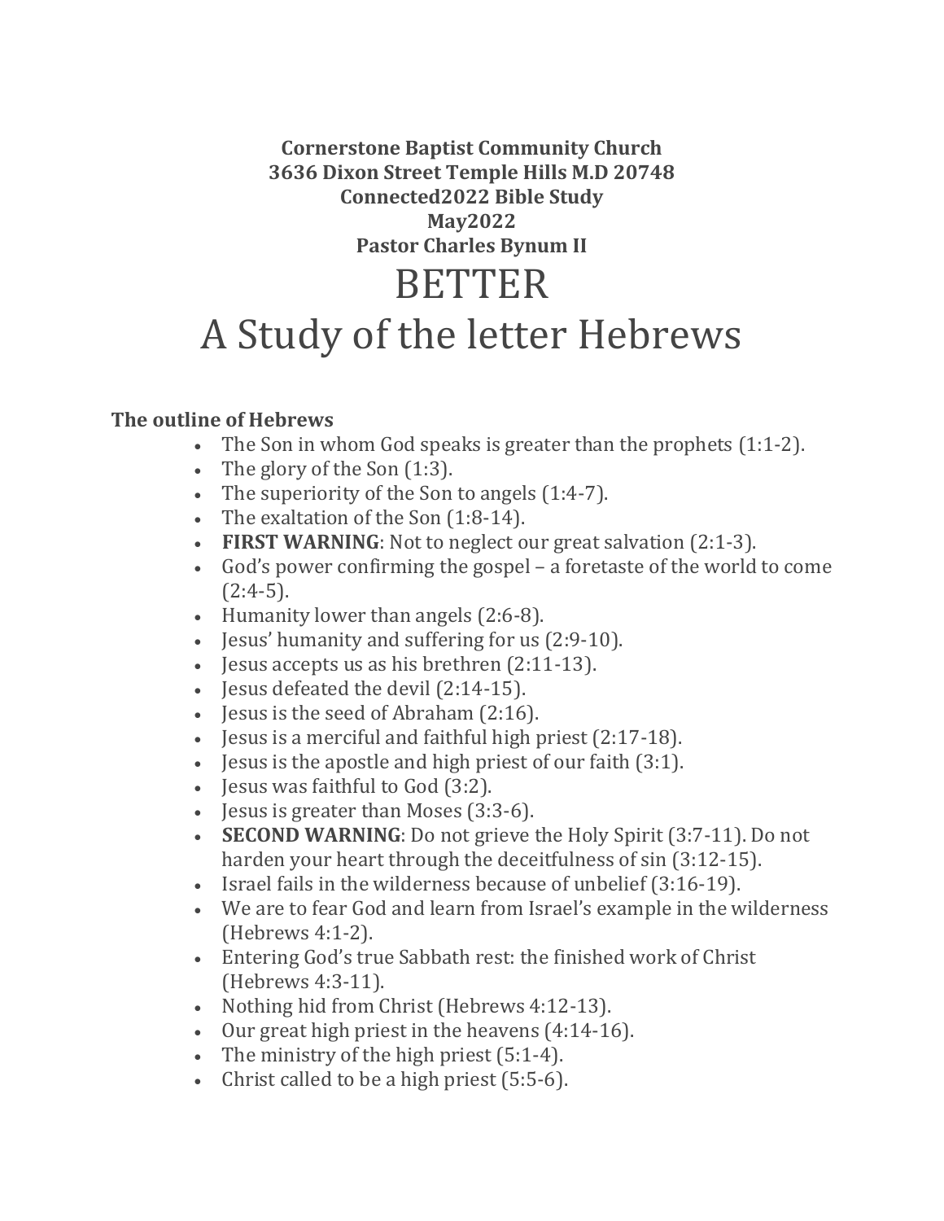**Cornerstone Baptist Community Church**
**3636 Dixon Street Temple Hills M.D 20748**
**Connected2022 Bible Study**
**May2022**
**Pastor Charles Bynum II**

# BETTER

# A Study of the letter Hebrews

### The outline of Hebrews

- The Son in whom God speaks is greater than the prophets (1:1-2).
- The glory of the Son (1:3).
- The superiority of the Son to angels (1:4-7).
- The exaltation of the Son (1:8-14).
- **FIRST WARNING**: Not to neglect our great salvation (2:1-3).
- God's power confirming the gospel – a foretaste of the world to come (2:4-5).
- Humanity lower than angels (2:6-8).
- Jesus' humanity and suffering for us (2:9-10).
- Jesus accepts us as his brethren (2:11-13).
- Jesus defeated the devil (2:14-15).
- Jesus is the seed of Abraham (2:16).
- Jesus is a merciful and faithful high priest (2:17-18).
- Jesus is the apostle and high priest of our faith (3:1).
- Jesus was faithful to God (3:2).
- Jesus is greater than Moses (3:3-6).
- **SECOND WARNING**: Do not grieve the Holy Spirit (3:7-11). Do not harden your heart through the deceitfulness of sin (3:12-15).
- Israel fails in the wilderness because of unbelief (3:16-19).
- We are to fear God and learn from Israel's example in the wilderness (Hebrews 4:1-2).
- Entering God's true Sabbath rest: the finished work of Christ (Hebrews 4:3-11).
- Nothing hid from Christ (Hebrews 4:12-13).
- Our great high priest in the heavens (4:14-16).
- The ministry of the high priest (5:1-4).
- Christ called to be a high priest (5:5-6).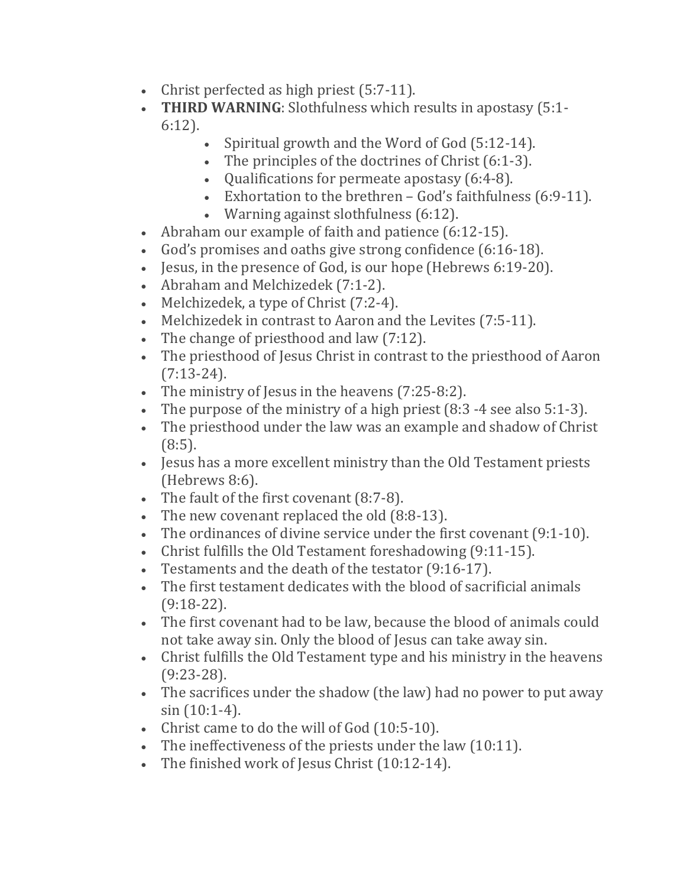- Christ perfected as high priest (5:7-11).
- **THIRD WARNING**: Slothfulness which results in apostasy (5:1-6:12).
    - Spiritual growth and the Word of God (5:12-14).
    - The principles of the doctrines of Christ (6:1-3).
    - Qualifications for permeate apostasy (6:4-8).
    - Exhortation to the brethren – God's faithfulness (6:9-11).
    - Warning against slothfulness (6:12).
- Abraham our example of faith and patience (6:12-15).
- God's promises and oaths give strong confidence (6:16-18).
- Jesus, in the presence of God, is our hope (Hebrews 6:19-20).
- Abraham and Melchizedek (7:1-2).
- Melchizedek, a type of Christ (7:2-4).
- Melchizedek in contrast to Aaron and the Levites (7:5-11).
- The change of priesthood and law (7:12).
- The priesthood of Jesus Christ in contrast to the priesthood of Aaron (7:13-24).
- The ministry of Jesus in the heavens (7:25-8:2).
- The purpose of the ministry of a high priest (8:3 -4 see also 5:1-3).
- The priesthood under the law was an example and shadow of Christ (8:5).
- Jesus has a more excellent ministry than the Old Testament priests (Hebrews 8:6).
- The fault of the first covenant (8:7-8).
- The new covenant replaced the old (8:8-13).
- The ordinances of divine service under the first covenant (9:1-10).
- Christ fulfills the Old Testament foreshadowing (9:11-15).
- Testaments and the death of the testator (9:16-17).
- The first testament dedicates with the blood of sacrificial animals (9:18-22).
- The first covenant had to be law, because the blood of animals could not take away sin. Only the blood of Jesus can take away sin.
- Christ fulfills the Old Testament type and his ministry in the heavens (9:23-28).
- The sacrifices under the shadow (the law) had no power to put away sin (10:1-4).
- Christ came to do the will of God (10:5-10).
- The ineffectiveness of the priests under the law (10:11).
- The finished work of Jesus Christ (10:12-14).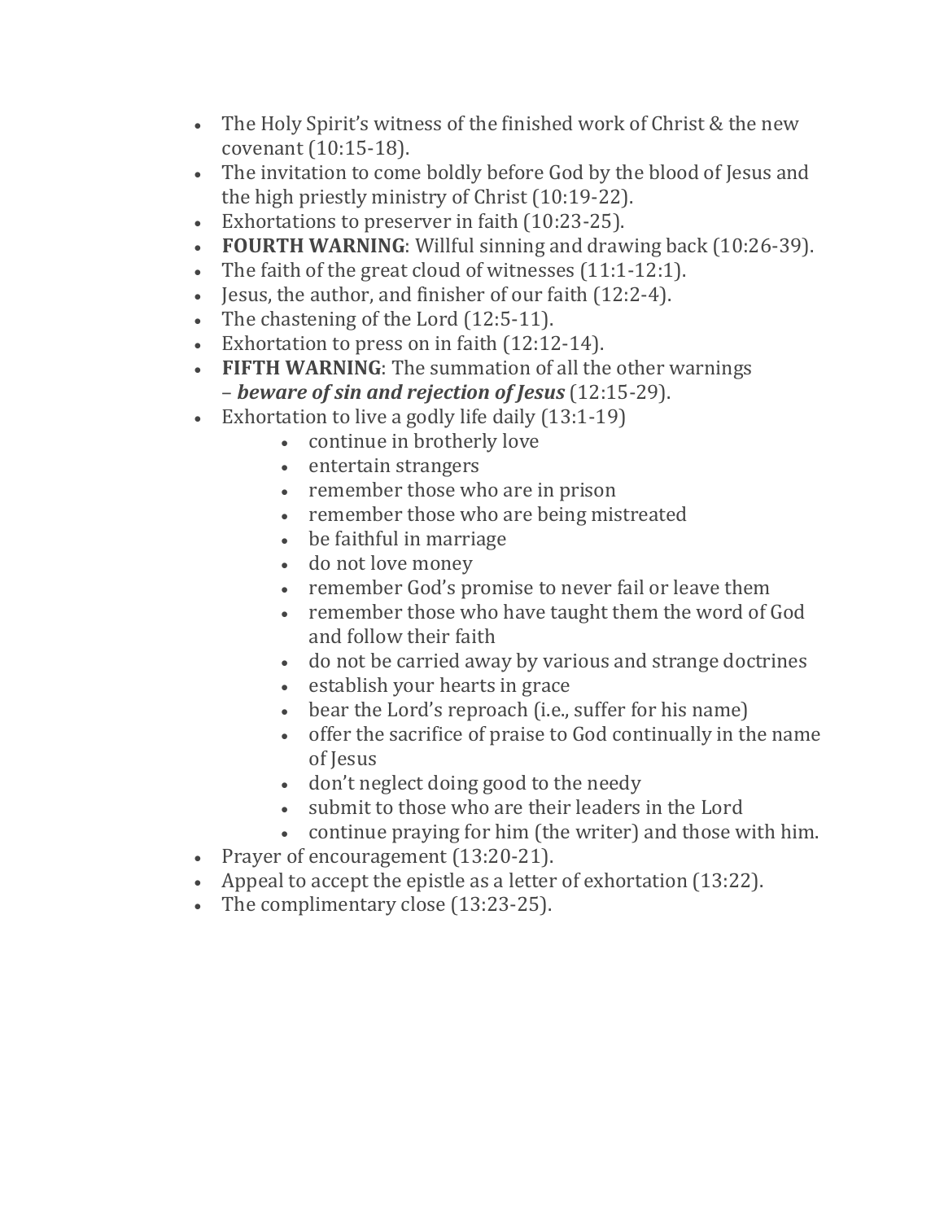- The Holy Spirit's witness of the finished work of Christ & the new covenant (10:15-18).
- The invitation to come boldly before God by the blood of Jesus and the high priestly ministry of Christ (10:19-22).
- Exhortations to preserver in faith (10:23-25).
- **FOURTH WARNING**: Willful sinning and drawing back (10:26-39).
- The faith of the great cloud of witnesses (11:1-12:1).
- Jesus, the author, and finisher of our faith (12:2-4).
- The chastening of the Lord (12:5-11).
- Exhortation to press on in faith (12:12-14).
- **FIFTH WARNING**: The summation of all the other warnings – ***beware of sin and rejection of Jesus*** (12:15-29).
- Exhortation to live a godly life daily (13:1-19)
    - continue in brotherly love
    - entertain strangers
    - remember those who are in prison
    - remember those who are being mistreated
    - be faithful in marriage
    - do not love money
    - remember God's promise to never fail or leave them
    - remember those who have taught them the word of God and follow their faith
    - do not be carried away by various and strange doctrines
    - establish your hearts in grace
    - bear the Lord's reproach (i.e., suffer for his name)
    - offer the sacrifice of praise to God continually in the name of Jesus
    - don't neglect doing good to the needy
    - submit to those who are their leaders in the Lord
    - continue praying for him (the writer) and those with him.
- Prayer of encouragement (13:20-21).
- Appeal to accept the epistle as a letter of exhortation (13:22).
- The complimentary close (13:23-25).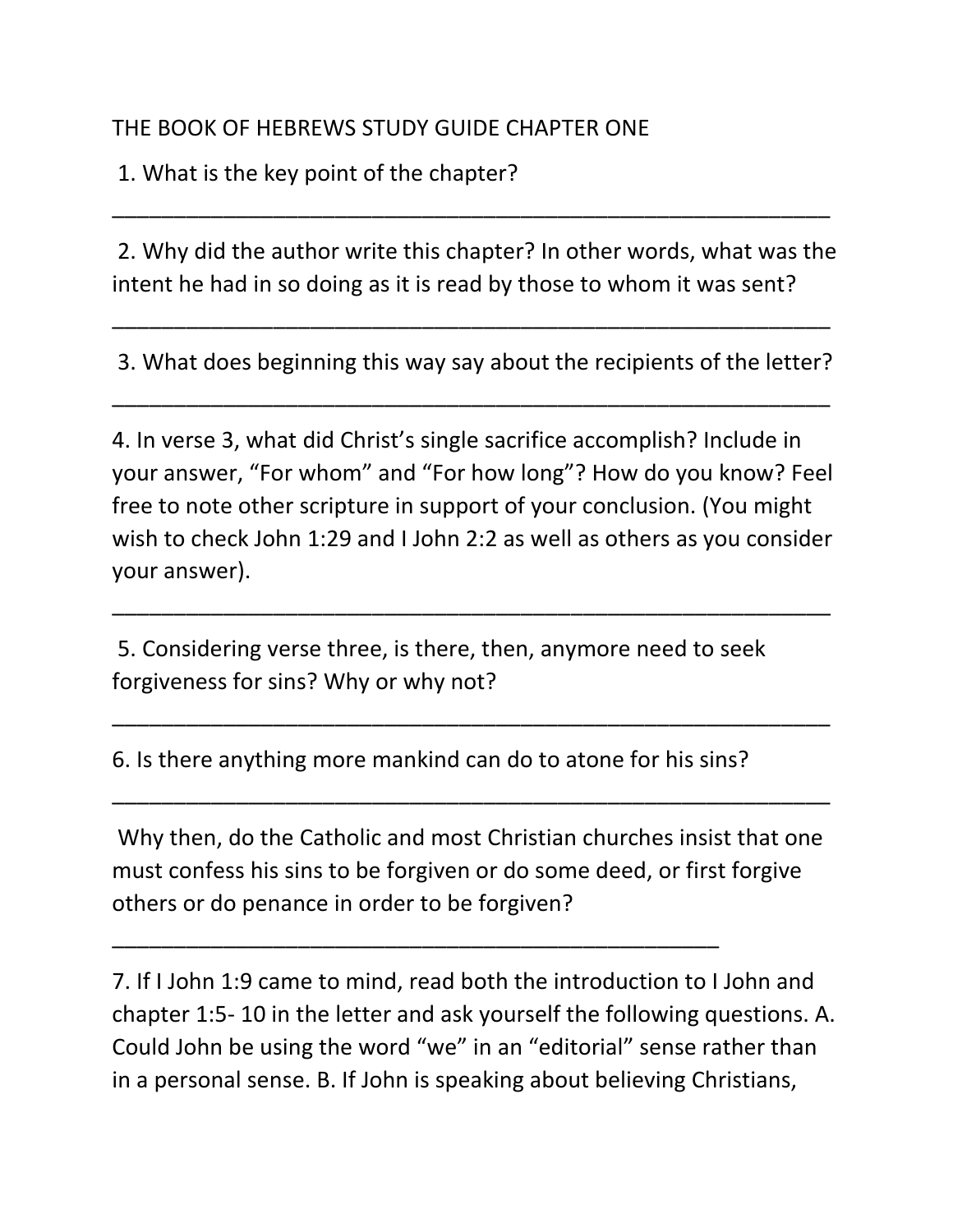THE BOOK OF HEBREWS STUDY GUIDE CHAPTER ONE

1. What is the key point of the chapter?

_______________________________________________________________

2. Why did the author write this chapter? In other words, what was the intent he had in so doing as it is read by those to whom it was sent?

_______________________________________________________________

3. What does beginning this way say about the recipients of the letter?

_______________________________________________________________

4. In verse 3, what did Christ's single sacrifice accomplish? Include in your answer, "For whom" and "For how long"? How do you know? Feel free to note other scripture in support of your conclusion. (You might wish to check John 1:29 and I John 2:2 as well as others as you consider your answer).

_______________________________________________________________

5. Considering verse three, is there, then, anymore need to seek forgiveness for sins? Why or why not?

_______________________________________________________________

6. Is there anything more mankind can do to atone for his sins?

_______________________________________________________________

Why then, do the Catholic and most Christian churches insist that one must confess his sins to be forgiven or do some deed, or first forgive others or do penance in order to be forgiven?

______________________________________________________

7. If I John 1:9 came to mind, read both the introduction to I John and chapter 1:5- 10 in the letter and ask yourself the following questions. A. Could John be using the word "we" in an "editorial" sense rather than in a personal sense. B. If John is speaking about believing Christians,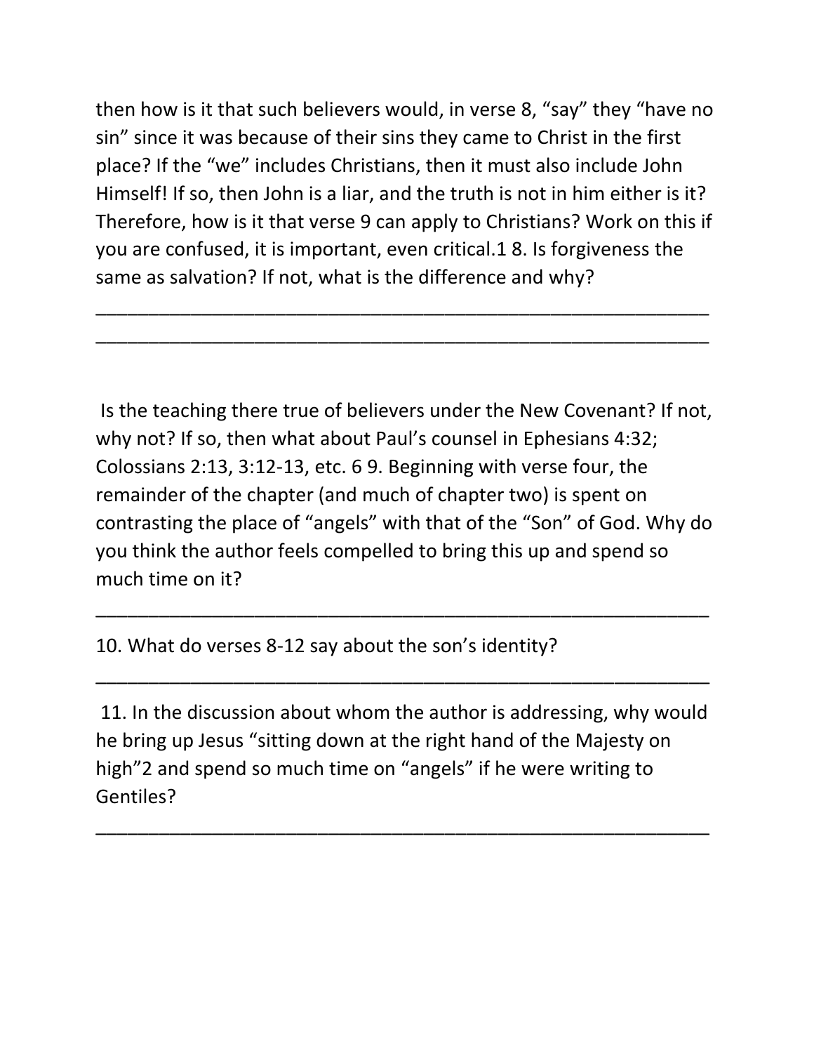then how is it that such believers would, in verse 8, “say” they “have no sin” since it was because of their sins they came to Christ in the first place? If the “we” includes Christians, then it must also include John Himself! If so, then John is a liar, and the truth is not in him either is it? Therefore, how is it that verse 9 can apply to Christians? Work on this if you are confused, it is important, even critical.[1] 8. Is forgiveness the same as salvation? If not, what is the difference and why?

______________________________________________________________

______________________________________________________________

Is the teaching there true of believers under the New Covenant? If not, why not? If so, then what about Paul’s counsel in Ephesians 4:32; Colossians 2:13, 3:12-13, etc. 6 9. Beginning with verse four, the remainder of the chapter (and much of chapter two) is spent on contrasting the place of “angels” with that of the “Son” of God. Why do you think the author feels compelled to bring this up and spend so much time on it?

______________________________________________________________

10. What do verses 8-12 say about the son’s identity?

______________________________________________________________

11. In the discussion about whom the author is addressing, why would he bring up Jesus “sitting down at the right hand of the Majesty on high”[2] and spend so much time on “angels” if he were writing to Gentiles?

______________________________________________________________